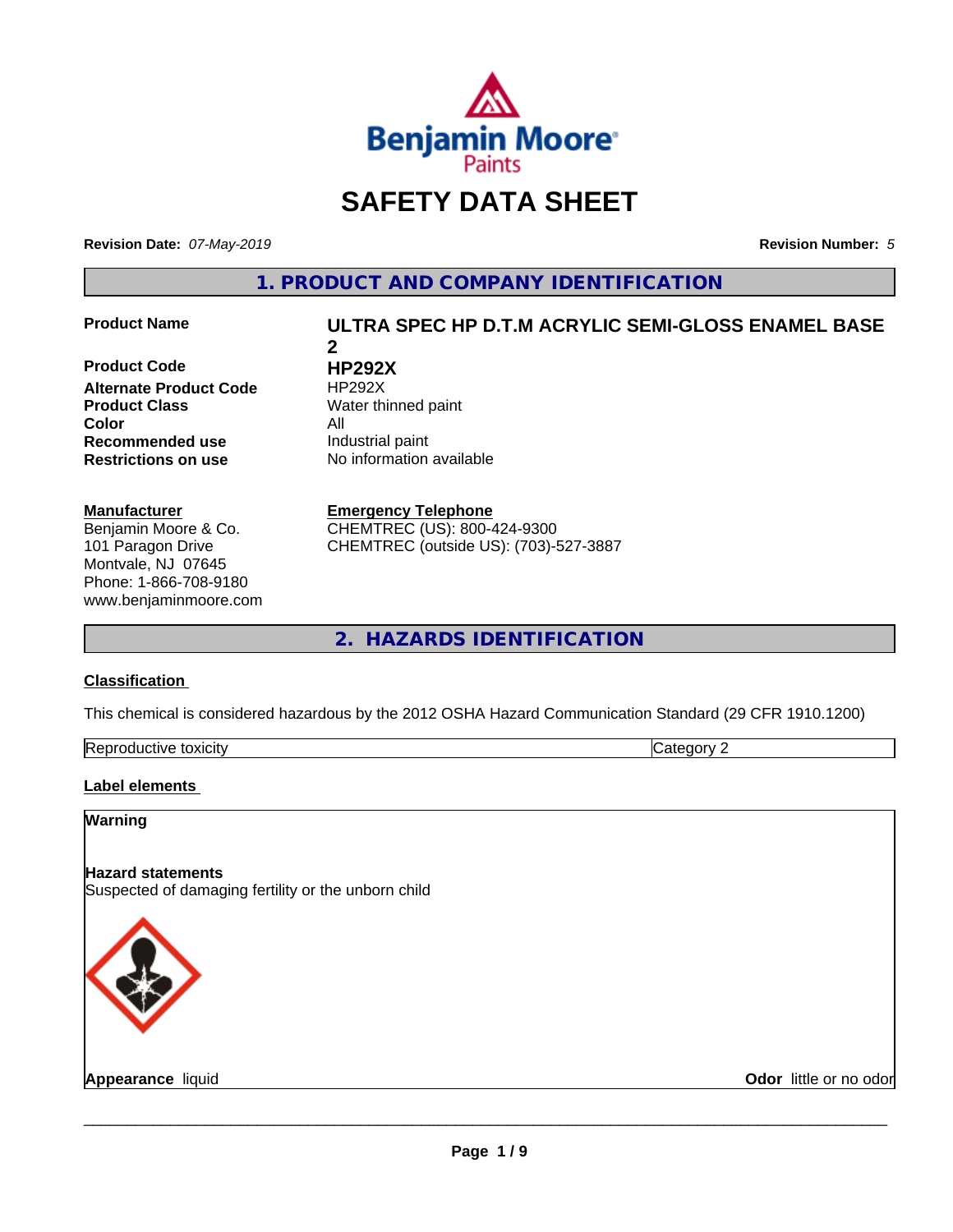# SAFETY DATA SHEET

**Revision Date:** *07-May-2019*

**Revision Number:** *5*

## 1. PRODUCT AND COMPANY IDENTIFICATION

| | |
|---|---|
| **Product Name** | **ULTRA SPEC HP D.T.M ACRYLIC SEMI-GLOSS ENAMEL BASE 2** |
| **Product Code** | **HP292X** |
| **Alternate Product Code** | HP292X |
| **Product Class** | Water thinned paint |
| **Color** | All |
| **Recommended use** | Industrial paint |
| **Restrictions on use** | No information available |

**Manufacturer**
Benjamin Moore & Co.
101 Paragon Drive
Montvale, NJ 07645
Phone: 1-866-708-9180
www.benjaminmoore.com

**Emergency Telephone**
CHEMTREC (US): 800-424-9300
CHEMTREC (outside US): (703)-527-3887

## 2. HAZARDS IDENTIFICATION

### Classification

This chemical is considered hazardous by the 2012 OSHA Hazard Communication Standard (29 CFR 1910.1200)

| | |
|---|---|
| Reproductive toxicity | Category 2 |

### Label elements

**Warning**

**Hazard statements**
Suspected of damaging fertility or the unborn child

**Appearance** liquid

**Odor** little or no odor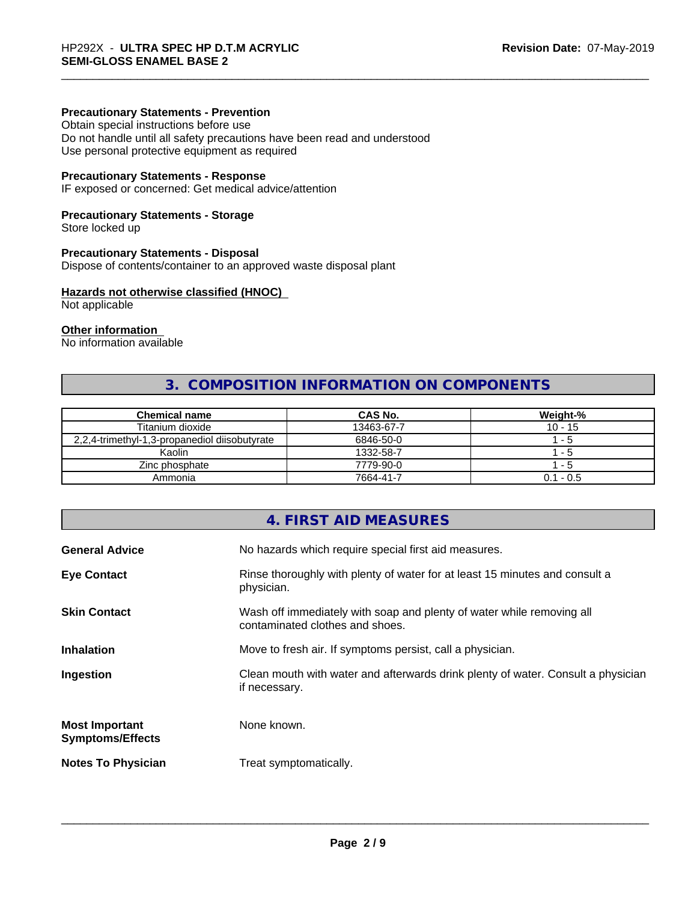**Precautionary Statements - Prevention**
Obtain special instructions before use
Do not handle until all safety precautions have been read and understood
Use personal protective equipment as required

**Precautionary Statements - Response**
IF exposed or concerned: Get medical advice/attention

**Precautionary Statements - Storage**
Store locked up

**Precautionary Statements - Disposal**
Dispose of contents/container to an approved waste disposal plant

**Hazards not otherwise classified (HNOC)**
Not applicable

**Other information**
No information available

## 3. COMPOSITION INFORMATION ON COMPONENTS

| Chemical name | CAS No. | Weight-% |
|---|---|---|
| Titanium dioxide | 13463-67-7 | 10 - 15 |
| 2,2,4-trimethyl-1,3-propanediol diisobutyrate | 6846-50-0 | 1 - 5 |
| Kaolin | 1332-58-7 | 1 - 5 |
| Zinc phosphate | 7779-90-0 | 1 - 5 |
| Ammonia | 7664-41-7 | 0.1 - 0.5 |

## 4. FIRST AID MEASURES

**General Advice** No hazards which require special first aid measures.

**Eye Contact** Rinse thoroughly with plenty of water for at least 15 minutes and consult a physician.

**Skin Contact** Wash off immediately with soap and plenty of water while removing all contaminated clothes and shoes.

**Inhalation** Move to fresh air. If symptoms persist, call a physician.

**Ingestion** Clean mouth with water and afterwards drink plenty of water. Consult a physician if necessary.

**Most Important Symptoms/Effects** None known.

**Notes To Physician** Treat symptomatically.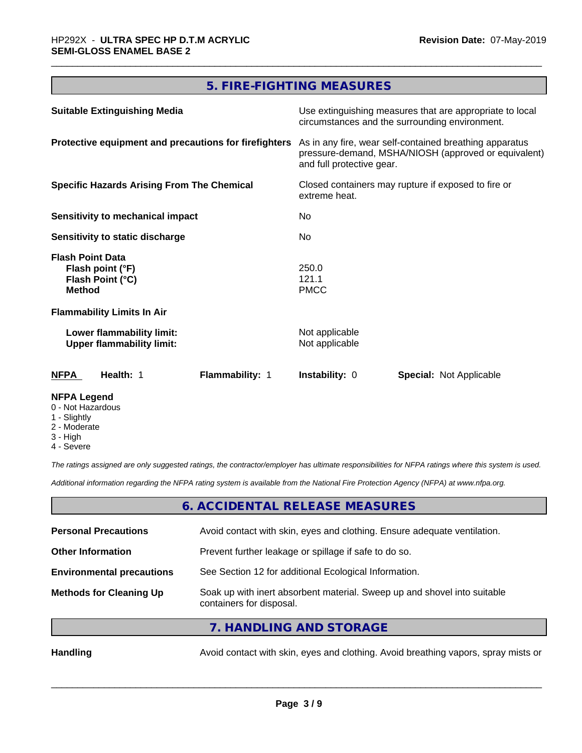## 5. FIRE-FIGHTING MEASURES

| | |
|---|---|
| **Suitable Extinguishing Media** | Use extinguishing measures that are appropriate to local circumstances and the surrounding environment. |
| **Protective equipment and precautions for firefighters** | As in any fire, wear self-contained breathing apparatus pressure-demand, MSHA/NIOSH (approved or equivalent) and full protective gear. |
| **Specific Hazards Arising From The Chemical** | Closed containers may rupture if exposed to fire or extreme heat. |
| **Sensitivity to mechanical impact** | No |
| **Sensitivity to static discharge** | No |

**Flash Point Data**

| | |
|---|---|
| **Flash point (°F)** | 250.0 |
| **Flash Point (°C)** | 121.1 |
| **Method** | PMCC |

**Flammability Limits In Air**

| | |
|---|---|
| **Lower flammability limit:** | Not applicable |
| **Upper flammability limit:** | Not applicable |

| NFPA | Health: 1 | Flammability: 1 | Instability: 0 | Special: Not Applicable |
|---|---|---|---|---|

**NFPA Legend**
- 0 - Not Hazardous
- 1 - Slightly
- 2 - Moderate
- 3 - High
- 4 - Severe

*The ratings assigned are only suggested ratings, the contractor/employer has ultimate responsibilities for NFPA ratings where this system is used.*

*Additional information regarding the NFPA rating system is available from the National Fire Protection Agency (NFPA) at www.nfpa.org.*

## 6. ACCIDENTAL RELEASE MEASURES

| | |
|---|---|
| **Personal Precautions** | Avoid contact with skin, eyes and clothing. Ensure adequate ventilation. |
| **Other Information** | Prevent further leakage or spillage if safe to do so. |
| **Environmental precautions** | See Section 12 for additional Ecological Information. |
| **Methods for Cleaning Up** | Soak up with inert absorbent material. Sweep up and shovel into suitable containers for disposal. |

## 7. HANDLING AND STORAGE

| | |
|---|---|
| **Handling** | Avoid contact with skin, eyes and clothing. Avoid breathing vapors, spray mists or |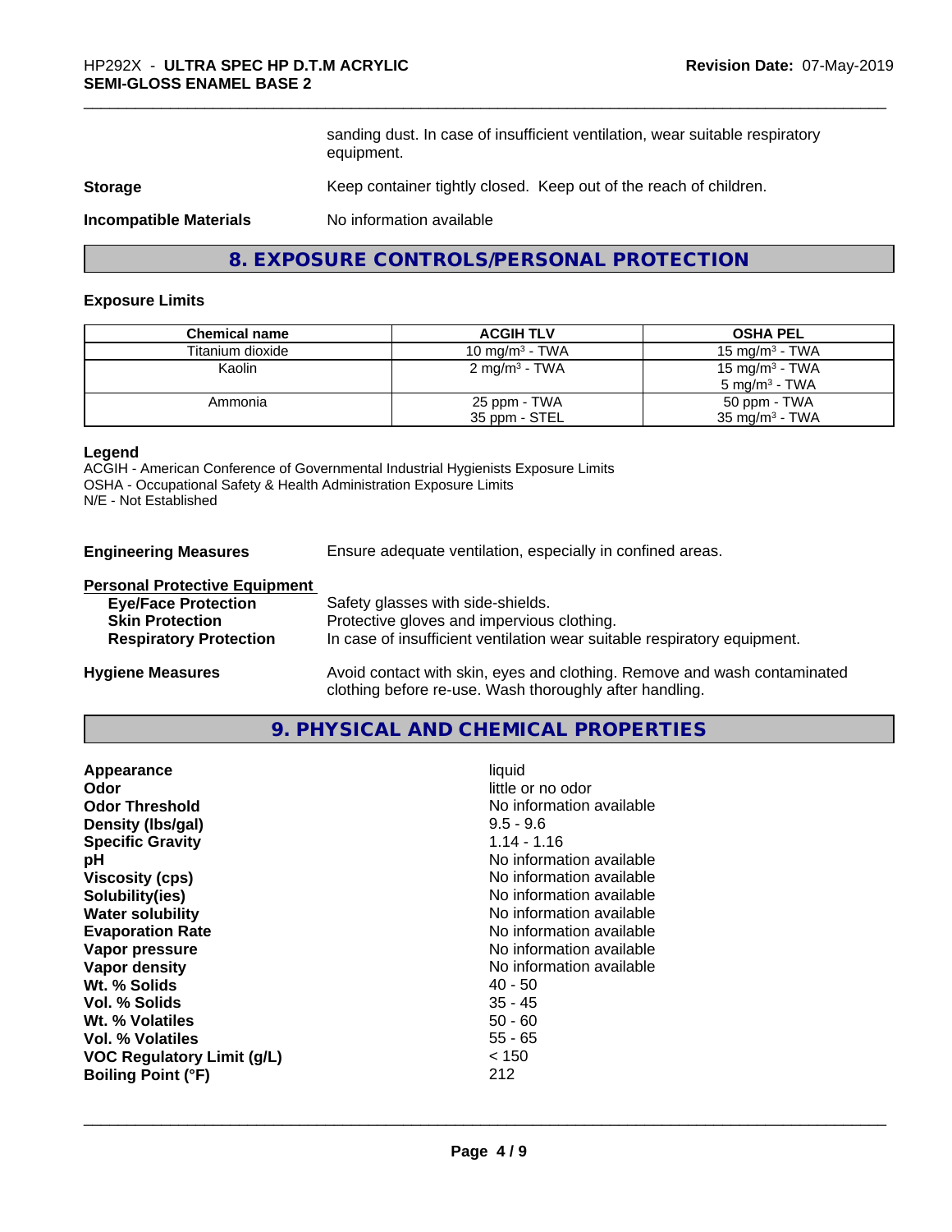sanding dust. In case of insufficient ventilation, wear suitable respiratory equipment.

**Storage** Keep container tightly closed. Keep out of the reach of children.

**Incompatible Materials** No information available

## 8. EXPOSURE CONTROLS/PERSONAL PROTECTION

### Exposure Limits

| Chemical name | ACGIH TLV | OSHA PEL |
|---|---|---|
| Titanium dioxide | 10 mg/m$^3$ - TWA | 15 mg/m$^3$ - TWA |
| Kaolin | 2 mg/m$^3$ - TWA | 15 mg/m$^3$ - TWA<br>5 mg/m$^3$ - TWA |
| Ammonia | 25 ppm - TWA<br>35 ppm - STEL | 50 ppm - TWA<br>35 mg/m$^3$ - TWA |

**Legend**
ACGIH - American Conference of Governmental Industrial Hygienists Exposure Limits
OSHA - Occupational Safety & Health Administration Exposure Limits
N/E - Not Established

**Engineering Measures** Ensure adequate ventilation, especially in confined areas.

**Personal Protective Equipment**

- **Eye/Face Protection** Safety glasses with side-shields.
- **Skin Protection** Protective gloves and impervious clothing.
- **Respiratory Protection** In case of insufficient ventilation wear suitable respiratory equipment.

**Hygiene Measures** Avoid contact with skin, eyes and clothing. Remove and wash contaminated clothing before re-use. Wash thoroughly after handling.

## 9. PHYSICAL AND CHEMICAL PROPERTIES

| | |
|---|---|
| **Appearance** | liquid |
| **Odor** | little or no odor |
| **Odor Threshold** | No information available |
| **Density (lbs/gal)** | 9.5 - 9.6 |
| **Specific Gravity** | 1.14 - 1.16 |
| **pH** | No information available |
| **Viscosity (cps)** | No information available |
| **Solubility(ies)** | No information available |
| **Water solubility** | No information available |
| **Evaporation Rate** | No information available |
| **Vapor pressure** | No information available |
| **Vapor density** | No information available |
| **Wt. % Solids** | 40 - 50 |
| **Vol. % Solids** | 35 - 45 |
| **Wt. % Volatiles** | 50 - 60 |
| **Vol. % Volatiles** | 55 - 65 |
| **VOC Regulatory Limit (g/L)** | < 150 |
| **Boiling Point (°F)** | 212 |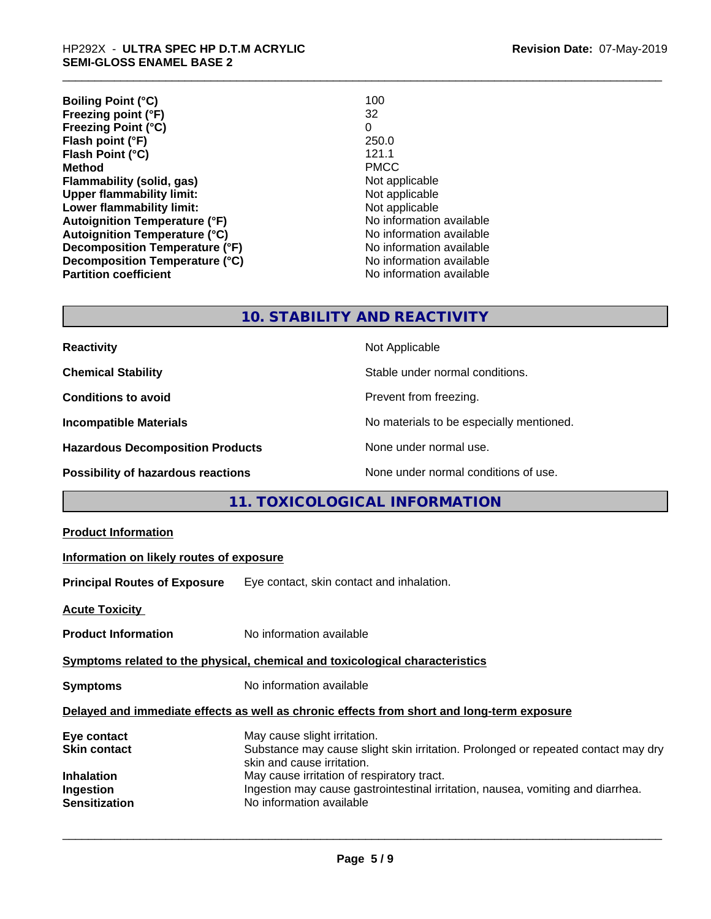| | |
|---|---|
| **Boiling Point (°C)** | 100 |
| **Freezing point (°F)** | 32 |
| **Freezing Point (°C)** | 0 |
| **Flash point (°F)** | 250.0 |
| **Flash Point (°C)** | 121.1 |
| **Method** | PMCC |
| **Flammability (solid, gas)** | Not applicable |
| **Upper flammability limit:** | Not applicable |
| **Lower flammability limit:** | Not applicable |
| **Autoignition Temperature (°F)** | No information available |
| **Autoignition Temperature (°C)** | No information available |
| **Decomposition Temperature (°F)** | No information available |
| **Decomposition Temperature (°C)** | No information available |
| **Partition coefficient** | No information available |

## 10. STABILITY AND REACTIVITY

| | |
|---|---|
| **Reactivity** | Not Applicable |
| **Chemical Stability** | Stable under normal conditions. |
| **Conditions to avoid** | Prevent from freezing. |
| **Incompatible Materials** | No materials to be especially mentioned. |
| **Hazardous Decomposition Products** | None under normal use. |
| **Possibility of hazardous reactions** | None under normal conditions of use. |

## 11. TOXICOLOGICAL INFORMATION

**Product Information**

**Information on likely routes of exposure**

**Principal Routes of Exposure** Eye contact, skin contact and inhalation.

**Acute Toxicity**

**Product Information** No information available

**Symptoms related to the physical, chemical and toxicological characteristics**

**Symptoms** No information available

**Delayed and immediate effects as well as chronic effects from short and long-term exposure**

| | |
|---|---|
| **Eye contact** | May cause slight irritation. |
| **Skin contact** | Substance may cause slight skin irritation. Prolonged or repeated contact may dry skin and cause irritation. |
| **Inhalation** | May cause irritation of respiratory tract. |
| **Ingestion** | Ingestion may cause gastrointestinal irritation, nausea, vomiting and diarrhea. |
| **Sensitization** | No information available |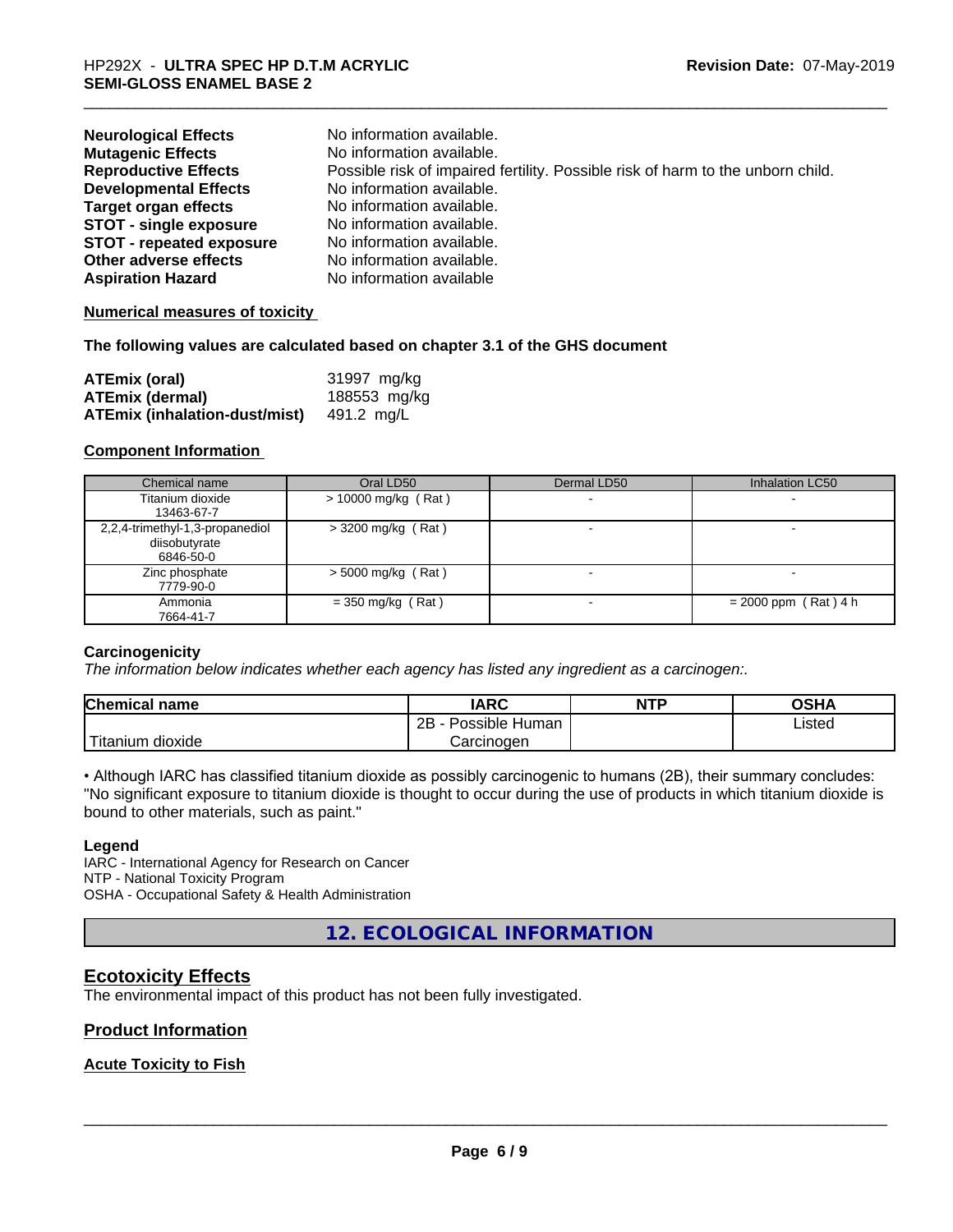| | |
|---|---|
| **Neurological Effects** | No information available. |
| **Mutagenic Effects** | No information available. |
| **Reproductive Effects** | Possible risk of impaired fertility. Possible risk of harm to the unborn child. |
| **Developmental Effects** | No information available. |
| **Target organ effects** | No information available. |
| **STOT - single exposure** | No information available. |
| **STOT - repeated exposure** | No information available. |
| **Other adverse effects** | No information available. |
| **Aspiration Hazard** | No information available |

**Numerical measures of toxicity**

**The following values are calculated based on chapter 3.1 of the GHS document**

| | |
|---|---|
| **ATEmix (oral)** | 31997 mg/kg |
| **ATEmix (dermal)** | 188553 mg/kg |
| **ATEmix (inhalation-dust/mist)** | 491.2 mg/L |

**Component Information**

| Chemical name | Oral LD50 | Dermal LD50 | Inhalation LC50 |
|---|---|---|---|
| Titanium dioxide<br>13463-67-7 | > 10000 mg/kg ( Rat ) | - | - |
| 2,2,4-trimethyl-1,3-propanediol diisobutyrate<br>6846-50-0 | > 3200 mg/kg ( Rat ) | - | - |
| Zinc phosphate<br>7779-90-0 | > 5000 mg/kg ( Rat ) | - | - |
| Ammonia<br>7664-41-7 | = 350 mg/kg ( Rat ) | - | = 2000 ppm ( Rat ) 4 h |

**Carcinogenicity**

*The information below indicates whether each agency has listed any ingredient as a carcinogen:.*

| Chemical name | IARC | NTP | OSHA |
|---|---|---|---|
| Titanium dioxide | 2B - Possible Human Carcinogen | | Listed |

• Although IARC has classified titanium dioxide as possibly carcinogenic to humans (2B), their summary concludes: "No significant exposure to titanium dioxide is thought to occur during the use of products in which titanium dioxide is bound to other materials, such as paint."

**Legend**

IARC - International Agency for Research on Cancer
NTP - National Toxicity Program
OSHA - Occupational Safety & Health Administration

## 12. ECOLOGICAL INFORMATION

### Ecotoxicity Effects

The environmental impact of this product has not been fully investigated.

### Product Information

**Acute Toxicity to Fish**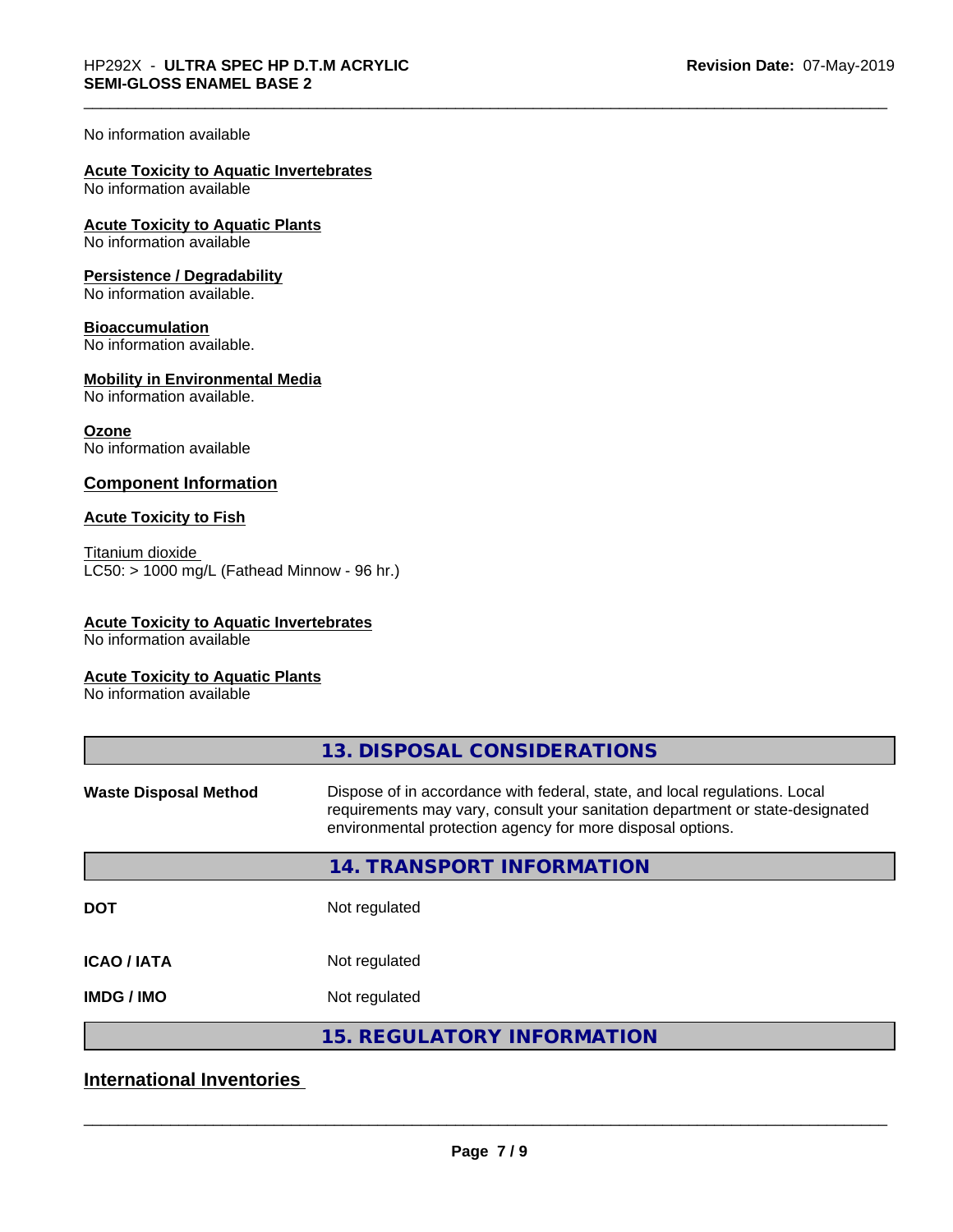No information available

**Acute Toxicity to Aquatic Invertebrates**
No information available

**Acute Toxicity to Aquatic Plants**
No information available

**Persistence / Degradability**
No information available.

**Bioaccumulation**
No information available.

**Mobility in Environmental Media**
No information available.

**Ozone**
No information available

### Component Information

**Acute Toxicity to Fish**

Titanium dioxide
LC50: > 1000 mg/L (Fathead Minnow - 96 hr.)

**Acute Toxicity to Aquatic Invertebrates**
No information available

**Acute Toxicity to Aquatic Plants**
No information available

## 13. DISPOSAL CONSIDERATIONS

| | |
|---|---|
| **Waste Disposal Method** | Dispose of in accordance with federal, state, and local regulations. Local requirements may vary, consult your sanitation department or state-designated environmental protection agency for more disposal options. |

## 14. TRANSPORT INFORMATION

| | |
|---|---|
| **DOT** | Not regulated |
| **ICAO / IATA** | Not regulated |
| **IMDG / IMO** | Not regulated |

## 15. REGULATORY INFORMATION

### International Inventories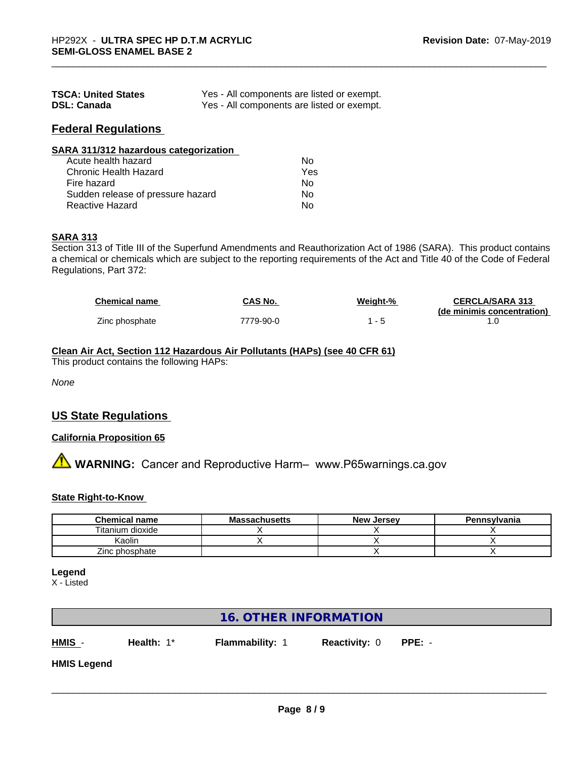| | |
|---|---|
| **TSCA: United States** | Yes - All components are listed or exempt. |
| **DSL: Canada** | Yes - All components are listed or exempt. |

## Federal Regulations

**SARA 311/312 hazardous categorization**

| | |
|---|---|
| Acute health hazard | No |
| Chronic Health Hazard | Yes |
| Fire hazard | No |
| Sudden release of pressure hazard | No |
| Reactive Hazard | No |

**SARA 313**

Section 313 of Title III of the Superfund Amendments and Reauthorization Act of 1986 (SARA). This product contains a chemical or chemicals which are subject to the reporting requirements of the Act and Title 40 of the Code of Federal Regulations, Part 372:

| Chemical name | CAS No. | Weight-% | CERCLA/SARA 313 (de minimis concentration) |
|---|---|---|---|
| Zinc phosphate | 7779-90-0 | 1 - 5 | 1.0 |

**Clean Air Act, Section 112 Hazardous Air Pollutants (HAPs) (see 40 CFR 61)**

This product contains the following HAPs:

*None*

## US State Regulations

**California Proposition 65**

⚠ **WARNING:** Cancer and Reproductive Harm– www.P65warnings.ca.gov

**State Right-to-Know**

| Chemical name | Massachusetts | New Jersey | Pennsylvania |
|---|---|---|---|
| Titanium dioxide | X | X | X |
| Kaolin | X | X | X |
| Zinc phosphate | | X | X |

**Legend**

X - Listed

## 16. OTHER INFORMATION

**HMIS** - **Health:** 1* **Flammability:** 1 **Reactivity:** 0 **PPE:** -

**HMIS Legend**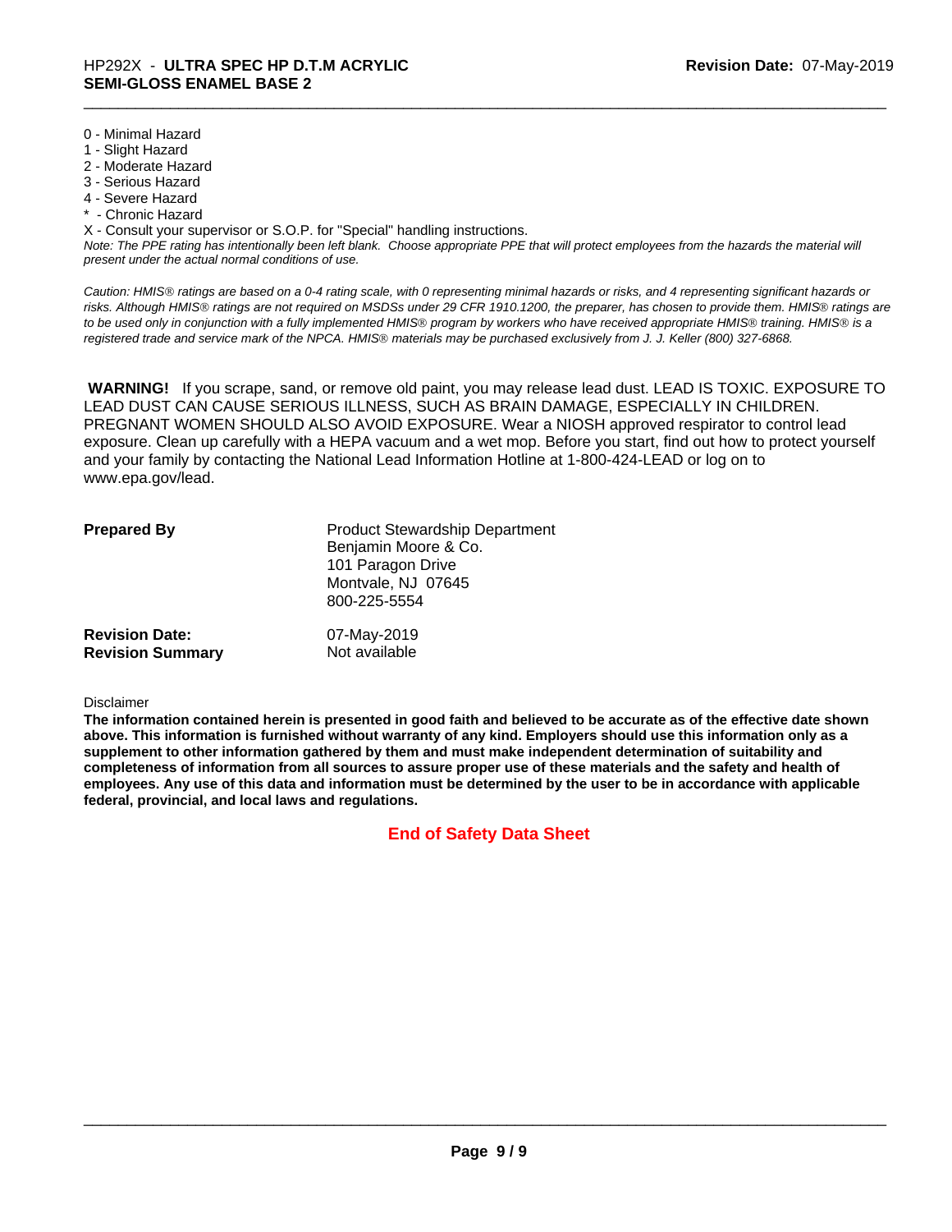0 - Minimal Hazard
1 - Slight Hazard
2 - Moderate Hazard
3 - Serious Hazard
4 - Severe Hazard
* - Chronic Hazard
X - Consult your supervisor or S.O.P. for "Special" handling instructions.

*Note: The PPE rating has intentionally been left blank. Choose appropriate PPE that will protect employees from the hazards the material will present under the actual normal conditions of use.*

*Caution: HMIS® ratings are based on a 0-4 rating scale, with 0 representing minimal hazards or risks, and 4 representing significant hazards or risks. Although HMIS® ratings are not required on MSDSs under 29 CFR 1910.1200, the preparer, has chosen to provide them. HMIS® ratings are to be used only in conjunction with a fully implemented HMIS® program by workers who have received appropriate HMIS® training. HMIS® is a registered trade and service mark of the NPCA. HMIS® materials may be purchased exclusively from J. J. Keller (800) 327-6868.*

**WARNING!** If you scrape, sand, or remove old paint, you may release lead dust. LEAD IS TOXIC. EXPOSURE TO LEAD DUST CAN CAUSE SERIOUS ILLNESS, SUCH AS BRAIN DAMAGE, ESPECIALLY IN CHILDREN. PREGNANT WOMEN SHOULD ALSO AVOID EXPOSURE. Wear a NIOSH approved respirator to control lead exposure. Clean up carefully with a HEPA vacuum and a wet mop. Before you start, find out how to protect yourself and your family by contacting the National Lead Information Hotline at 1-800-424-LEAD or log on to www.epa.gov/lead.

| | |
|---|---|
| **Prepared By** | Product Stewardship Department<br>Benjamin Moore & Co.<br>101 Paragon Drive<br>Montvale, NJ 07645<br>800-225-5554 |
| **Revision Date:** | 07-May-2019 |
| **Revision Summary** | Not available |

Disclaimer

**The information contained herein is presented in good faith and believed to be accurate as of the effective date shown above. This information is furnished without warranty of any kind. Employers should use this information only as a supplement to other information gathered by them and must make independent determination of suitability and completeness of information from all sources to assure proper use of these materials and the safety and health of employees. Any use of this data and information must be determined by the user to be in accordance with applicable federal, provincial, and local laws and regulations.**

**End of Safety Data Sheet**